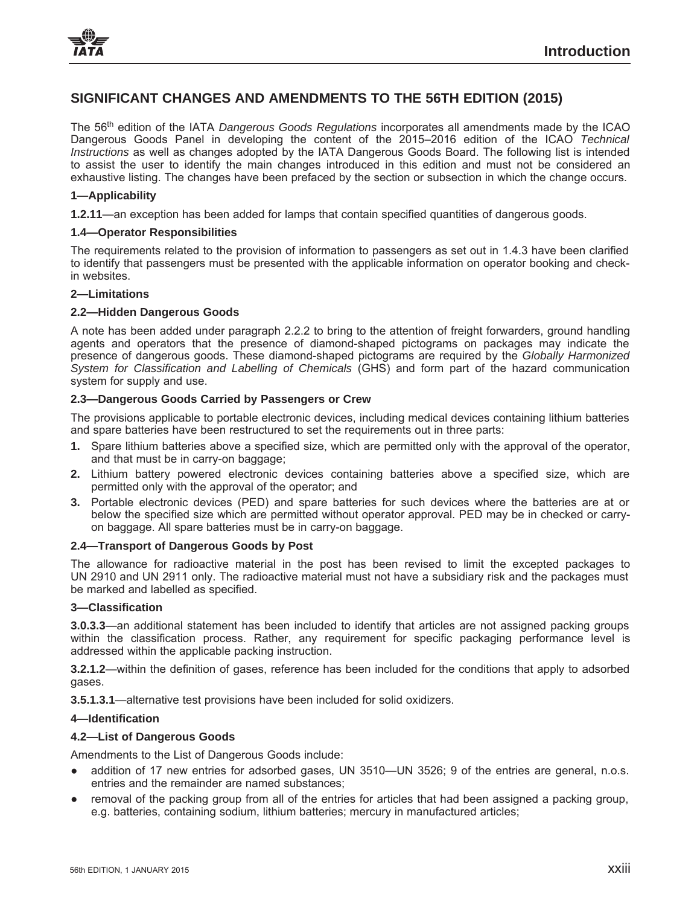## SIGNIFICANT CHANGES AND AMENDMENTS TO THE 56TH EDITION (2015)

The 56th edition of the IATA *Dangerous Goods Regulations* incorporates all amendments made by the ICAO Dangerous Goods Panel in developing the content of the 2015–2016 edition of the ICAO *Technical Instructions* as well as changes adopted by the IATA Dangerous Goods Board. The following list is intended to assist the user to identify the main changes introduced in this edition and must not be considered an exhaustive listing. The changes have been prefaced by the section or subsection in which the change occurs.

**1—Applicability**

**1.2.11**—an exception has been added for lamps that contain specified quantities of dangerous goods.

**1.4—Operator Responsibilities**

The requirements related to the provision of information to passengers as set out in 1.4.3 have been clarified to identify that passengers must be presented with the applicable information on operator booking and check-in websites.

**2—Limitations**

**2.2—Hidden Dangerous Goods**

A note has been added under paragraph 2.2.2 to bring to the attention of freight forwarders, ground handling agents and operators that the presence of diamond-shaped pictograms on packages may indicate the presence of dangerous goods. These diamond-shaped pictograms are required by the *Globally Harmonized System for Classification and Labelling of Chemicals* (GHS) and form part of the hazard communication system for supply and use.

**2.3—Dangerous Goods Carried by Passengers or Crew**

The provisions applicable to portable electronic devices, including medical devices containing lithium batteries and spare batteries have been restructured to set the requirements out in three parts:

1. Spare lithium batteries above a specified size, which are permitted only with the approval of the operator, and that must be in carry-on baggage;
2. Lithium battery powered electronic devices containing batteries above a specified size, which are permitted only with the approval of the operator; and
3. Portable electronic devices (PED) and spare batteries for such devices where the batteries are at or below the specified size which are permitted without operator approval. PED may be in checked or carry-on baggage. All spare batteries must be in carry-on baggage.

**2.4—Transport of Dangerous Goods by Post**

The allowance for radioactive material in the post has been revised to limit the excepted packages to UN 2910 and UN 2911 only. The radioactive material must not have a subsidiary risk and the packages must be marked and labelled as specified.

**3—Classification**

**3.0.3.3**—an additional statement has been included to identify that articles are not assigned packing groups within the classification process. Rather, any requirement for specific packaging performance level is addressed within the applicable packing instruction.

**3.2.1.2**—within the definition of gases, reference has been included for the conditions that apply to adsorbed gases.

**3.5.1.3.1**—alternative test provisions have been included for solid oxidizers.

**4—Identification**

**4.2—List of Dangerous Goods**

Amendments to the List of Dangerous Goods include:

- addition of 17 new entries for adsorbed gases, UN 3510—UN 3526; 9 of the entries are general, n.o.s. entries and the remainder are named substances;
- removal of the packing group from all of the entries for articles that had been assigned a packing group, e.g. batteries, containing sodium, lithium batteries; mercury in manufactured articles;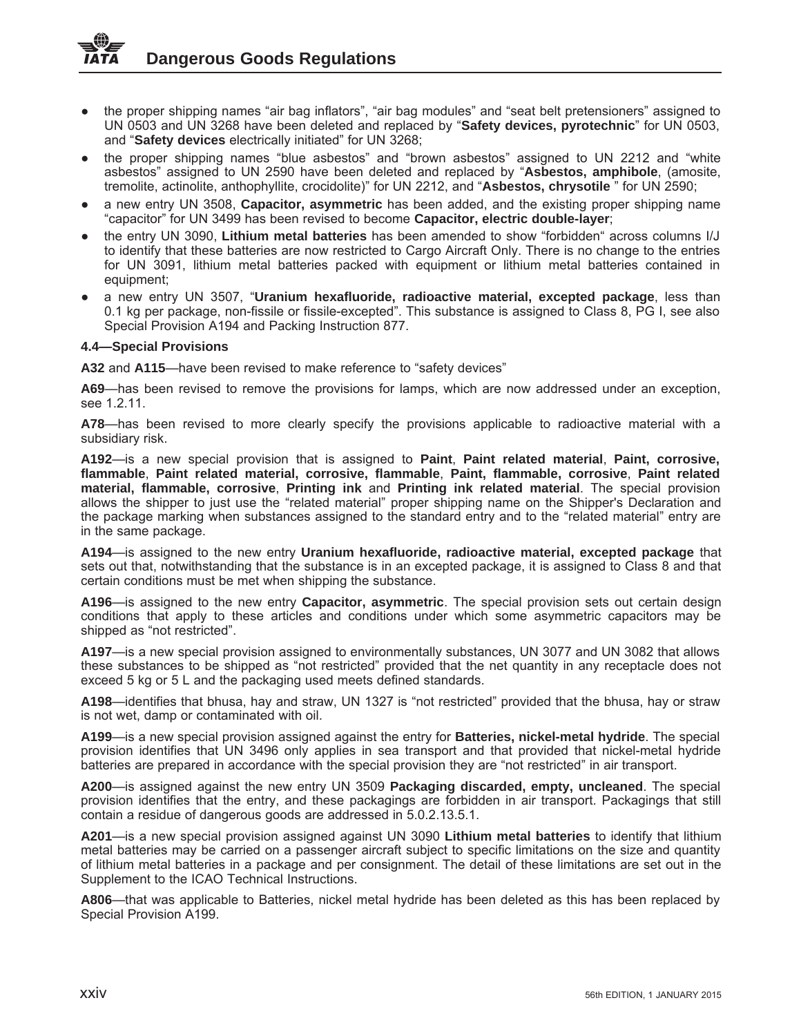- the proper shipping names “air bag inflators”, “air bag modules” and “seat belt pretensioners” assigned to UN 0503 and UN 3268 have been deleted and replaced by “**Safety devices, pyrotechnic**” for UN 0503, and “**Safety devices** electrically initiated” for UN 3268;
- the proper shipping names “blue asbestos” and “brown asbestos” assigned to UN 2212 and “white asbestos” assigned to UN 2590 have been deleted and replaced by “**Asbestos, amphibole**, (amosite, tremolite, actinolite, anthophyllite, crocidolite)” for UN 2212, and “**Asbestos, chrysotile** ” for UN 2590;
- a new entry UN 3508, **Capacitor, asymmetric** has been added, and the existing proper shipping name “capacitor” for UN 3499 has been revised to become **Capacitor, electric double-layer**;
- the entry UN 3090, **Lithium metal batteries** has been amended to show “forbidden“ across columns I/J to identify that these batteries are now restricted to Cargo Aircraft Only. There is no change to the entries for UN 3091, lithium metal batteries packed with equipment or lithium metal batteries contained in equipment;
- a new entry UN 3507, “**Uranium hexafluoride, radioactive material, excepted package**, less than 0.1 kg per package, non-fissile or fissile-excepted”. This substance is assigned to Class 8, PG I, see also Special Provision A194 and Packing Instruction 877.

#### 4.4—Special Provisions

**A32** and **A115**—have been revised to make reference to “safety devices”

**A69**—has been revised to remove the provisions for lamps, which are now addressed under an exception, see 1.2.11.

**A78**—has been revised to more clearly specify the provisions applicable to radioactive material with a subsidiary risk.

**A192**—is a new special provision that is assigned to **Paint**, **Paint related material**, **Paint, corrosive, flammable**, **Paint related material, corrosive, flammable**, **Paint, flammable, corrosive**, **Paint related material, flammable, corrosive**, **Printing ink** and **Printing ink related material**. The special provision allows the shipper to just use the “related material” proper shipping name on the Shipper's Declaration and the package marking when substances assigned to the standard entry and to the “related material” entry are in the same package.

**A194**—is assigned to the new entry **Uranium hexafluoride, radioactive material, excepted package** that sets out that, notwithstanding that the substance is in an excepted package, it is assigned to Class 8 and that certain conditions must be met when shipping the substance.

**A196**—is assigned to the new entry **Capacitor, asymmetric**. The special provision sets out certain design conditions that apply to these articles and conditions under which some asymmetric capacitors may be shipped as “not restricted”.

**A197**—is a new special provision assigned to environmentally substances, UN 3077 and UN 3082 that allows these substances to be shipped as “not restricted” provided that the net quantity in any receptacle does not exceed 5 kg or 5 L and the packaging used meets defined standards.

**A198**—identifies that bhusa, hay and straw, UN 1327 is “not restricted” provided that the bhusa, hay or straw is not wet, damp or contaminated with oil.

**A199**—is a new special provision assigned against the entry for **Batteries, nickel-metal hydride**. The special provision identifies that UN 3496 only applies in sea transport and that provided that nickel-metal hydride batteries are prepared in accordance with the special provision they are “not restricted” in air transport.

**A200**—is assigned against the new entry UN 3509 **Packaging discarded, empty, uncleaned**. The special provision identifies that the entry, and these packagings are forbidden in air transport. Packagings that still contain a residue of dangerous goods are addressed in 5.0.2.13.5.1.

**A201**—is a new special provision assigned against UN 3090 **Lithium metal batteries** to identify that lithium metal batteries may be carried on a passenger aircraft subject to specific limitations on the size and quantity of lithium metal batteries in a package and per consignment. The detail of these limitations are set out in the Supplement to the ICAO Technical Instructions.

**A806**—that was applicable to Batteries, nickel metal hydride has been deleted as this has been replaced by Special Provision A199.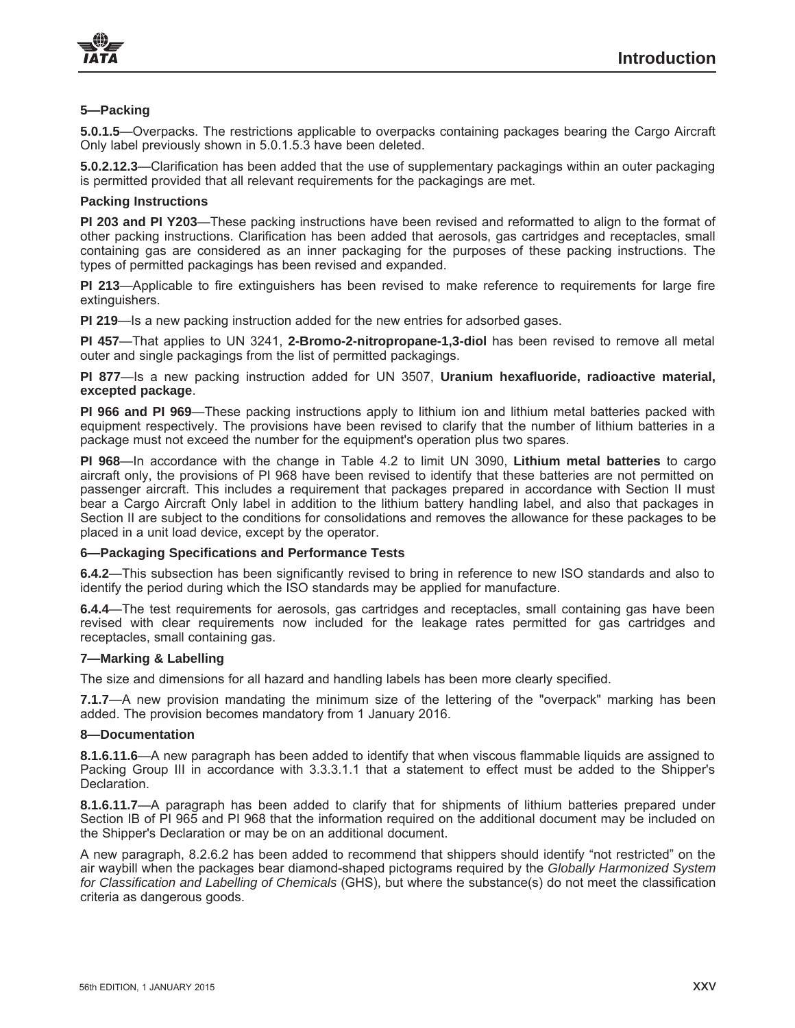## 5—Packing

**5.0.1.5**—Overpacks. The restrictions applicable to overpacks containing packages bearing the Cargo Aircraft Only label previously shown in 5.0.1.5.3 have been deleted.

**5.0.2.12.3**—Clarification has been added that the use of supplementary packagings within an outer packaging is permitted provided that all relevant requirements for the packagings are met.

### Packing Instructions

**PI 203 and PI Y203**—These packing instructions have been revised and reformatted to align to the format of other packing instructions. Clarification has been added that aerosols, gas cartridges and receptacles, small containing gas are considered as an inner packaging for the purposes of these packing instructions. The types of permitted packagings has been revised and expanded.

**PI 213**—Applicable to fire extinguishers has been revised to make reference to requirements for large fire extinguishers.

**PI 219**—Is a new packing instruction added for the new entries for adsorbed gases.

**PI 457**—That applies to UN 3241, **2-Bromo-2-nitropropane-1,3-diol** has been revised to remove all metal outer and single packagings from the list of permitted packagings.

**PI 877**—Is a new packing instruction added for UN 3507, **Uranium hexafluoride, radioactive material, excepted package**.

**PI 966 and PI 969**—These packing instructions apply to lithium ion and lithium metal batteries packed with equipment respectively. The provisions have been revised to clarify that the number of lithium batteries in a package must not exceed the number for the equipment's operation plus two spares.

**PI 968**—In accordance with the change in Table 4.2 to limit UN 3090, **Lithium metal batteries** to cargo aircraft only, the provisions of PI 968 have been revised to identify that these batteries are not permitted on passenger aircraft. This includes a requirement that packages prepared in accordance with Section II must bear a Cargo Aircraft Only label in addition to the lithium battery handling label, and also that packages in Section II are subject to the conditions for consolidations and removes the allowance for these packages to be placed in a unit load device, except by the operator.

## 6—Packaging Specifications and Performance Tests

**6.4.2**—This subsection has been significantly revised to bring in reference to new ISO standards and also to identify the period during which the ISO standards may be applied for manufacture.

**6.4.4**—The test requirements for aerosols, gas cartridges and receptacles, small containing gas have been revised with clear requirements now included for the leakage rates permitted for gas cartridges and receptacles, small containing gas.

## 7—Marking & Labelling

The size and dimensions for all hazard and handling labels has been more clearly specified.

**7.1.7**—A new provision mandating the minimum size of the lettering of the "overpack" marking has been added. The provision becomes mandatory from 1 January 2016.

## 8—Documentation

**8.1.6.11.6**—A new paragraph has been added to identify that when viscous flammable liquids are assigned to Packing Group III in accordance with 3.3.3.1.1 that a statement to effect must be added to the Shipper's Declaration.

**8.1.6.11.7**—A paragraph has been added to clarify that for shipments of lithium batteries prepared under Section IB of PI 965 and PI 968 that the information required on the additional document may be included on the Shipper's Declaration or may be on an additional document.

A new paragraph, 8.2.6.2 has been added to recommend that shippers should identify "not restricted" on the air waybill when the packages bear diamond-shaped pictograms required by the *Globally Harmonized System for Classification and Labelling of Chemicals* (GHS), but where the substance(s) do not meet the classification criteria as dangerous goods.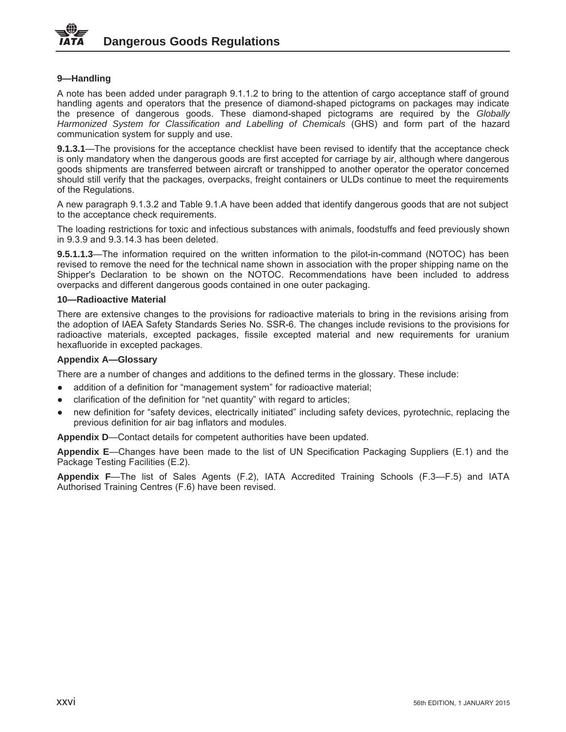### 9—Handling

A note has been added under paragraph 9.1.1.2 to bring to the attention of cargo acceptance staff of ground handling agents and operators that the presence of diamond-shaped pictograms on packages may indicate the presence of dangerous goods. These diamond-shaped pictograms are required by the *Globally Harmonized System for Classification and Labelling of Chemicals* (GHS) and form part of the hazard communication system for supply and use.

**9.1.3.1**—The provisions for the acceptance checklist have been revised to identify that the acceptance check is only mandatory when the dangerous goods are first accepted for carriage by air, although where dangerous goods shipments are transferred between aircraft or transhipped to another operator the operator concerned should still verify that the packages, overpacks, freight containers or ULDs continue to meet the requirements of the Regulations.

A new paragraph 9.1.3.2 and Table 9.1.A have been added that identify dangerous goods that are not subject to the acceptance check requirements.

The loading restrictions for toxic and infectious substances with animals, foodstuffs and feed previously shown in 9.3.9 and 9.3.14.3 has been deleted.

**9.5.1.1.3**—The information required on the written information to the pilot-in-command (NOTOC) has been revised to remove the need for the technical name shown in association with the proper shipping name on the Shipper's Declaration to be shown on the NOTOC. Recommendations have been included to address overpacks and different dangerous goods contained in one outer packaging.

### 10—Radioactive Material

There are extensive changes to the provisions for radioactive materials to bring in the revisions arising from the adoption of IAEA Safety Standards Series No. SSR-6. The changes include revisions to the provisions for radioactive materials, excepted packages, fissile excepted material and new requirements for uranium hexafluoride in excepted packages.

### Appendix A—Glossary

There are a number of changes and additions to the defined terms in the glossary. These include:

- addition of a definition for "management system" for radioactive material;
- clarification of the definition for "net quantity" with regard to articles;
- new definition for "safety devices, electrically initiated" including safety devices, pyrotechnic, replacing the previous definition for air bag inflators and modules.

**Appendix D**—Contact details for competent authorities have been updated.

**Appendix E**—Changes have been made to the list of UN Specification Packaging Suppliers (E.1) and the Package Testing Facilities (E.2).

**Appendix F**—The list of Sales Agents (F.2), IATA Accredited Training Schools (F.3—F.5) and IATA Authorised Training Centres (F.6) have been revised.